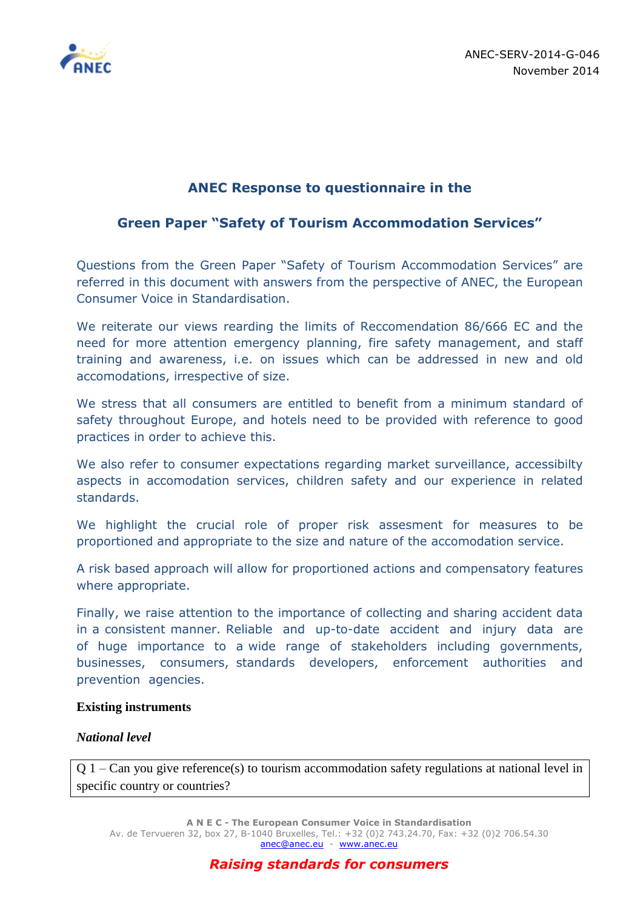ANEC-SERV-2014-G-046
November 2014

# ANEC Response to questionnaire in the

# Green Paper "Safety of Tourism Accommodation Services"

Questions from the Green Paper "Safety of Tourism Accommodation Services" are referred in this document with answers from the perspective of ANEC, the European Consumer Voice in Standardisation.

We reiterate our views rearding the limits of Reccomendation 86/666 EC and the need for more attention emergency planning, fire safety management, and staff training and awareness, i.e. on issues which can be addressed in new and old accomodations, irrespective of size.

We stress that all consumers are entitled to benefit from a minimum standard of safety throughout Europe, and hotels need to be provided with reference to good practices in order to achieve this.

We also refer to consumer expectations regarding market surveillance, accessibilty aspects in accomodation services, children safety and our experience in related standards.

We highlight the crucial role of proper risk assesment for measures to be proportioned and appropriate to the size and nature of the accomodation service.

A risk based approach will allow for proportioned actions and compensatory features where appropriate.

Finally, we raise attention to the importance of collecting and sharing accident data in a consistent manner. Reliable and up-to-date accident and injury data are of huge importance to a wide range of stakeholders including governments, businesses, consumers, standards developers, enforcement authorities and prevention agencies.

**Existing instruments**

***National level***

| Q 1 – Can you give reference(s) to tourism accommodation safety regulations at national level in specific country or countries? |
|---|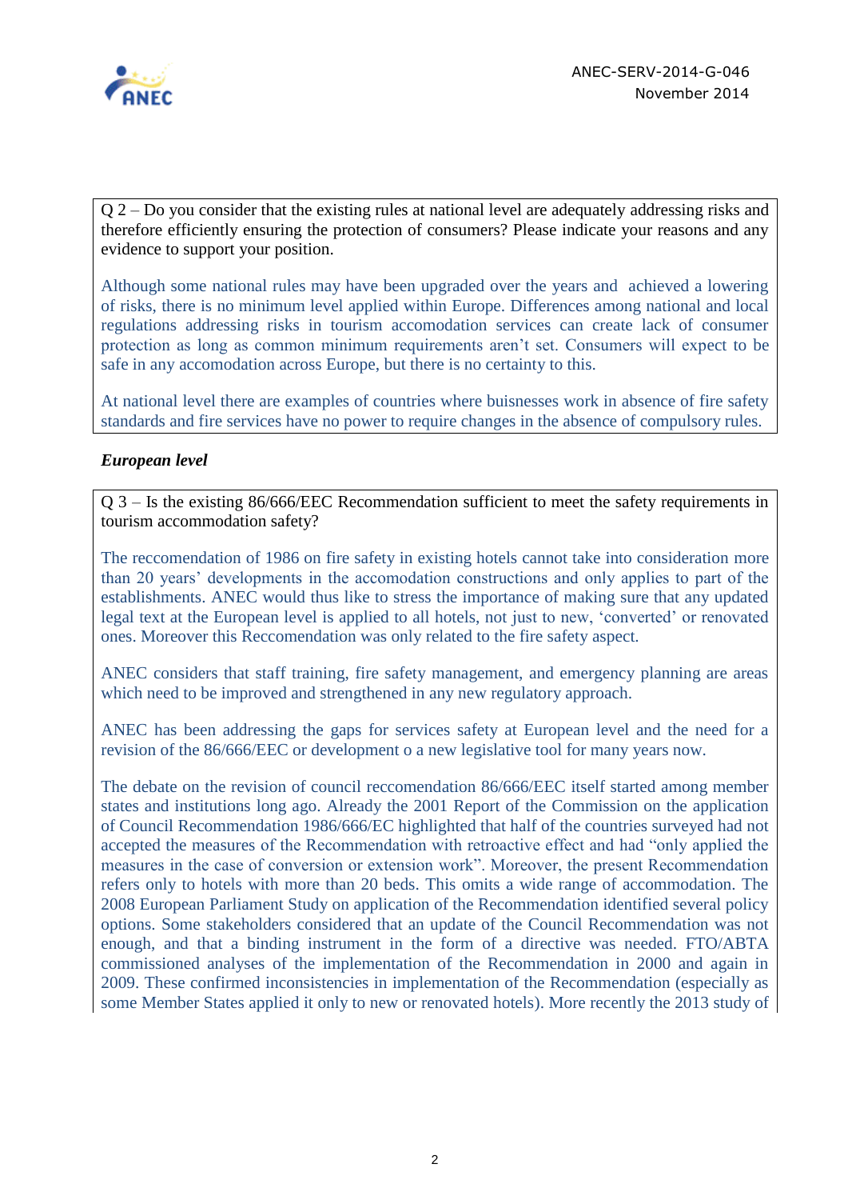Q 2 – Do you consider that the existing rules at national level are adequately addressing risks and therefore efficiently ensuring the protection of consumers? Please indicate your reasons and any evidence to support your position.

Although some national rules may have been upgraded over the years and achieved a lowering of risks, there is no minimum level applied within Europe. Differences among national and local regulations addressing risks in tourism accomodation services can create lack of consumer protection as long as common minimum requirements aren't set. Consumers will expect to be safe in any accomodation across Europe, but there is no certainty to this.

At national level there are examples of countries where buisnesses work in absence of fire safety standards and fire services have no power to require changes in the absence of compulsory rules.

***European level***

Q 3 – Is the existing 86/666/EEC Recommendation sufficient to meet the safety requirements in tourism accommodation safety?

The reccomendation of 1986 on fire safety in existing hotels cannot take into consideration more than 20 years' developments in the accomodation constructions and only applies to part of the establishments. ANEC would thus like to stress the importance of making sure that any updated legal text at the European level is applied to all hotels, not just to new, 'converted' or renovated ones. Moreover this Reccomendation was only related to the fire safety aspect.

ANEC considers that staff training, fire safety management, and emergency planning are areas which need to be improved and strengthened in any new regulatory approach.

ANEC has been addressing the gaps for services safety at European level and the need for a revision of the 86/666/EEC or development o a new legislative tool for many years now.

The debate on the revision of council reccomendation 86/666/EEC itself started among member states and institutions long ago. Already the 2001 Report of the Commission on the application of Council Recommendation 1986/666/EC highlighted that half of the countries surveyed had not accepted the measures of the Recommendation with retroactive effect and had "only applied the measures in the case of conversion or extension work". Moreover, the present Recommendation refers only to hotels with more than 20 beds. This omits a wide range of accommodation. The 2008 European Parliament Study on application of the Recommendation identified several policy options. Some stakeholders considered that an update of the Council Recommendation was not enough, and that a binding instrument in the form of a directive was needed. FTO/ABTA commissioned analyses of the implementation of the Recommendation in 2000 and again in 2009. These confirmed inconsistencies in implementation of the Recommendation (especially as some Member States applied it only to new or renovated hotels). More recently the 2013 study of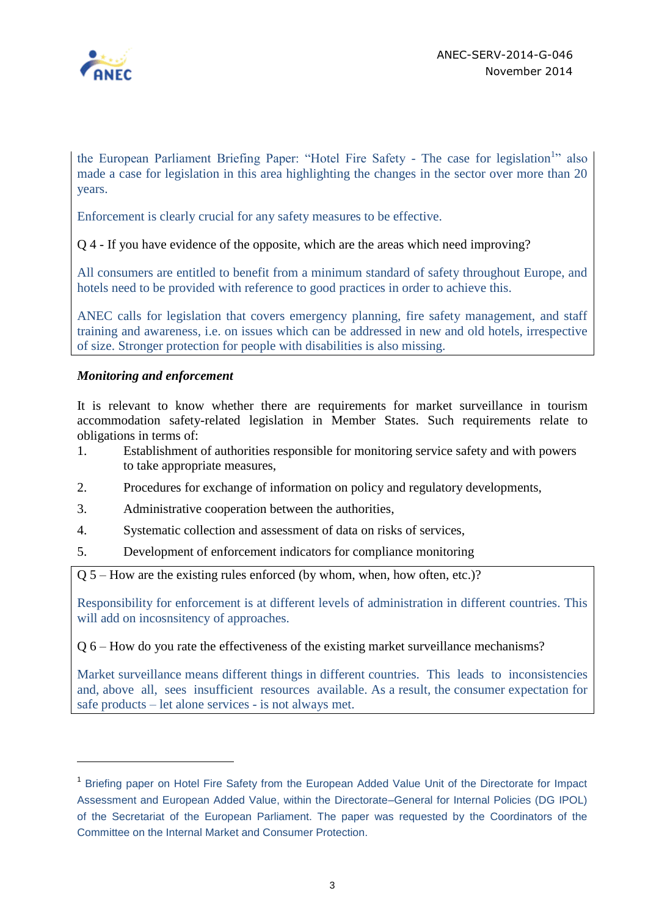the European Parliament Briefing Paper: "Hotel Fire Safety - The case for legislation[1]" also made a case for legislation in this area highlighting the changes in the sector over more than 20 years.

Enforcement is clearly crucial for any safety measures to be effective.

Q 4 - If you have evidence of the opposite, which are the areas which need improving?

All consumers are entitled to benefit from a minimum standard of safety throughout Europe, and hotels need to be provided with reference to good practices in order to achieve this.

ANEC calls for legislation that covers emergency planning, fire safety management, and staff training and awareness, i.e. on issues which can be addressed in new and old hotels, irrespective of size. Stronger protection for people with disabilities is also missing.

***Monitoring and enforcement***

It is relevant to know whether there are requirements for market surveillance in tourism accommodation safety-related legislation in Member States. Such requirements relate to obligations in terms of:

1. Establishment of authorities responsible for monitoring service safety and with powers to take appropriate measures,
2. Procedures for exchange of information on policy and regulatory developments,
3. Administrative cooperation between the authorities,
4. Systematic collection and assessment of data on risks of services,
5. Development of enforcement indicators for compliance monitoring

Q 5 – How are the existing rules enforced (by whom, when, how often, etc.)?

Responsibility for enforcement is at different levels of administration in different countries. This will add on incosnsitency of approaches.

Q 6 – How do you rate the effectiveness of the existing market surveillance mechanisms?

Market surveillance means different things in different countries. This leads to inconsistencies and, above all, sees insufficient resources available. As a result, the consumer expectation for safe products – let alone services - is not always met.

---

[1] Briefing paper on Hotel Fire Safety from the European Added Value Unit of the Directorate for Impact Assessment and European Added Value, within the Directorate–General for Internal Policies (DG IPOL) of the Secretariat of the European Parliament. The paper was requested by the Coordinators of the Committee on the Internal Market and Consumer Protection.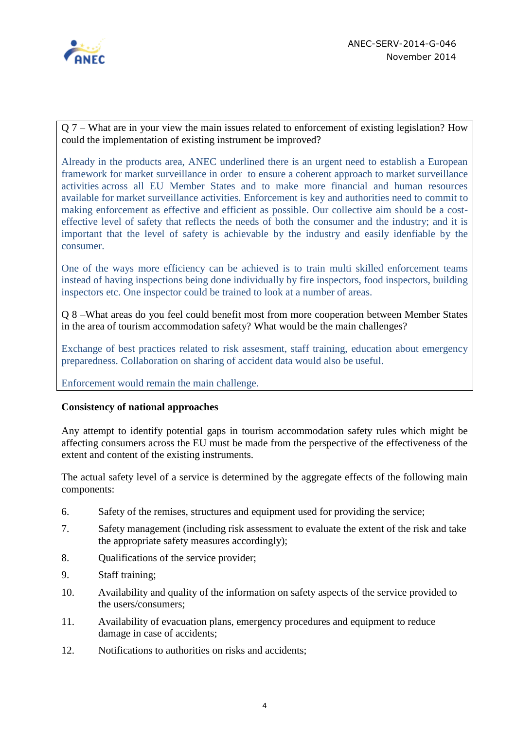Q 7 – What are in your view the main issues related to enforcement of existing legislation? How could the implementation of existing instrument be improved?

Already in the products area, ANEC underlined there is an urgent need to establish a European framework for market surveillance in order to ensure a coherent approach to market surveillance activities across all EU Member States and to make more financial and human resources available for market surveillance activities. Enforcement is key and authorities need to commit to making enforcement as effective and efficient as possible. Our collective aim should be a cost-effective level of safety that reflects the needs of both the consumer and the industry; and it is important that the level of safety is achievable by the industry and easily idenfiable by the consumer.

One of the ways more efficiency can be achieved is to train multi skilled enforcement teams instead of having inspections being done individually by fire inspectors, food inspectors, building inspectors etc. One inspector could be trained to look at a number of areas.

Q 8 –What areas do you feel could benefit most from more cooperation between Member States in the area of tourism accommodation safety? What would be the main challenges?

Exchange of best practices related to risk assesment, staff training, education about emergency preparedness. Collaboration on sharing of accident data would also be useful.

Enforcement would remain the main challenge.

**Consistency of national approaches**

Any attempt to identify potential gaps in tourism accommodation safety rules which might be affecting consumers across the EU must be made from the perspective of the effectiveness of the extent and content of the existing instruments.

The actual safety level of a service is determined by the aggregate effects of the following main components:

6. Safety of the remises, structures and equipment used for providing the service;
7. Safety management (including risk assessment to evaluate the extent of the risk and take the appropriate safety measures accordingly);
8. Qualifications of the service provider;
9. Staff training;
10. Availability and quality of the information on safety aspects of the service provided to the users/consumers;
11. Availability of evacuation plans, emergency procedures and equipment to reduce damage in case of accidents;
12. Notifications to authorities on risks and accidents;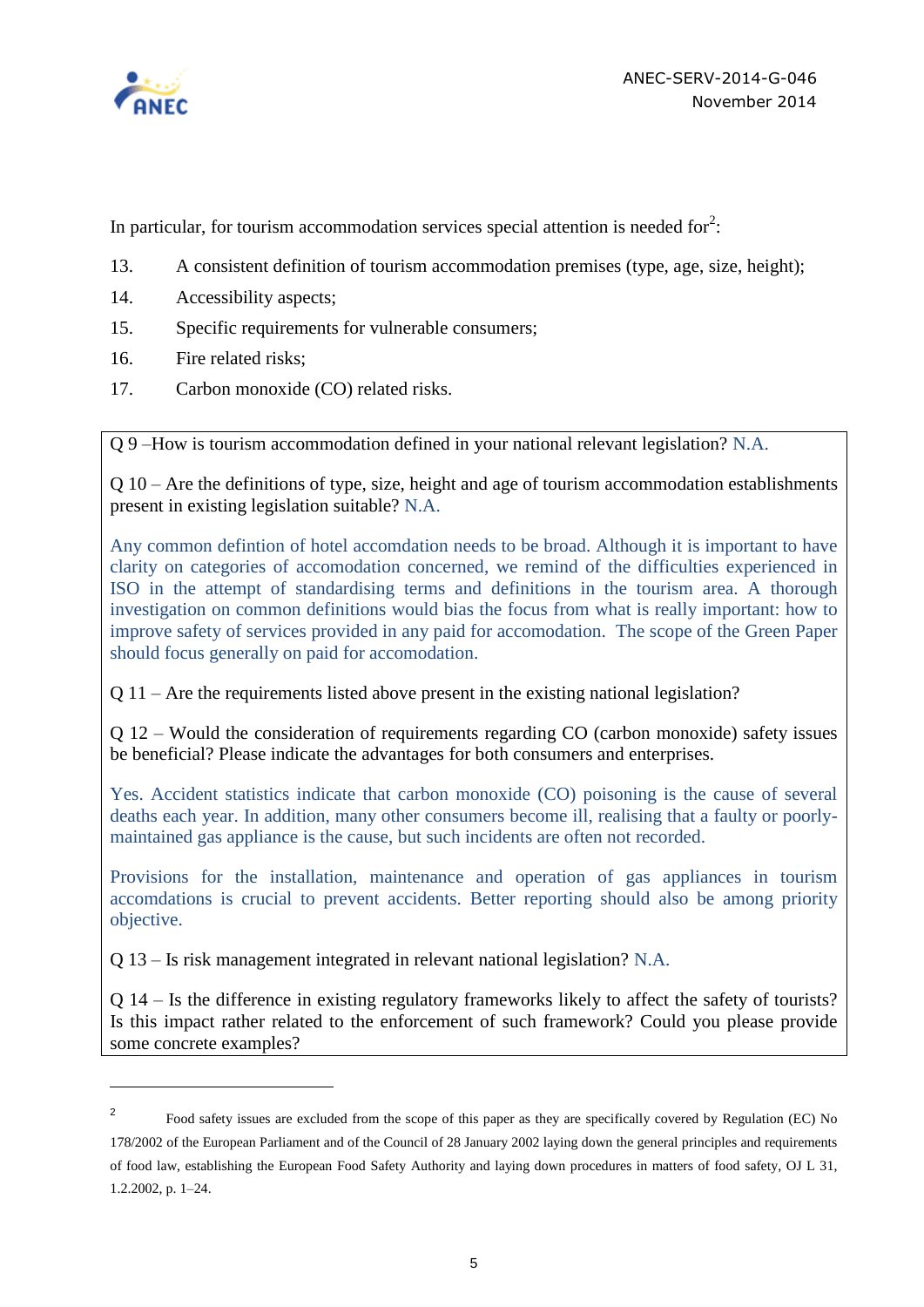In particular, for tourism accommodation services special attention is needed for[2]:

13. A consistent definition of tourism accommodation premises (type, age, size, height);
14. Accessibility aspects;
15. Specific requirements for vulnerable consumers;
16. Fire related risks;
17. Carbon monoxide (CO) related risks.

Q 9 –How is tourism accommodation defined in your national relevant legislation? N.A.

Q 10 – Are the definitions of type, size, height and age of tourism accommodation establishments present in existing legislation suitable? N.A.

Any common defintion of hotel accomdation needs to be broad. Although it is important to have clarity on categories of accomodation concerned, we remind of the difficulties experienced in ISO in the attempt of standardising terms and definitions in the tourism area. A thorough investigation on common definitions would bias the focus from what is really important: how to improve safety of services provided in any paid for accomodation. The scope of the Green Paper should focus generally on paid for accomodation.

Q 11 – Are the requirements listed above present in the existing national legislation?

Q 12 – Would the consideration of requirements regarding CO (carbon monoxide) safety issues be beneficial? Please indicate the advantages for both consumers and enterprises.

Yes. Accident statistics indicate that carbon monoxide (CO) poisoning is the cause of several deaths each year. In addition, many other consumers become ill, realising that a faulty or poorly-maintained gas appliance is the cause, but such incidents are often not recorded.

Provisions for the installation, maintenance and operation of gas appliances in tourism accomdations is crucial to prevent accidents. Better reporting should also be among priority objective.

Q 13 – Is risk management integrated in relevant national legislation? N.A.

Q 14 – Is the difference in existing regulatory frameworks likely to affect the safety of tourists? Is this impact rather related to the enforcement of such framework? Could you please provide some concrete examples?

---

[2] Food safety issues are excluded from the scope of this paper as they are specifically covered by Regulation (EC) No 178/2002 of the European Parliament and of the Council of 28 January 2002 laying down the general principles and requirements of food law, establishing the European Food Safety Authority and laying down procedures in matters of food safety, OJ L 31, 1.2.2002, p. 1–24.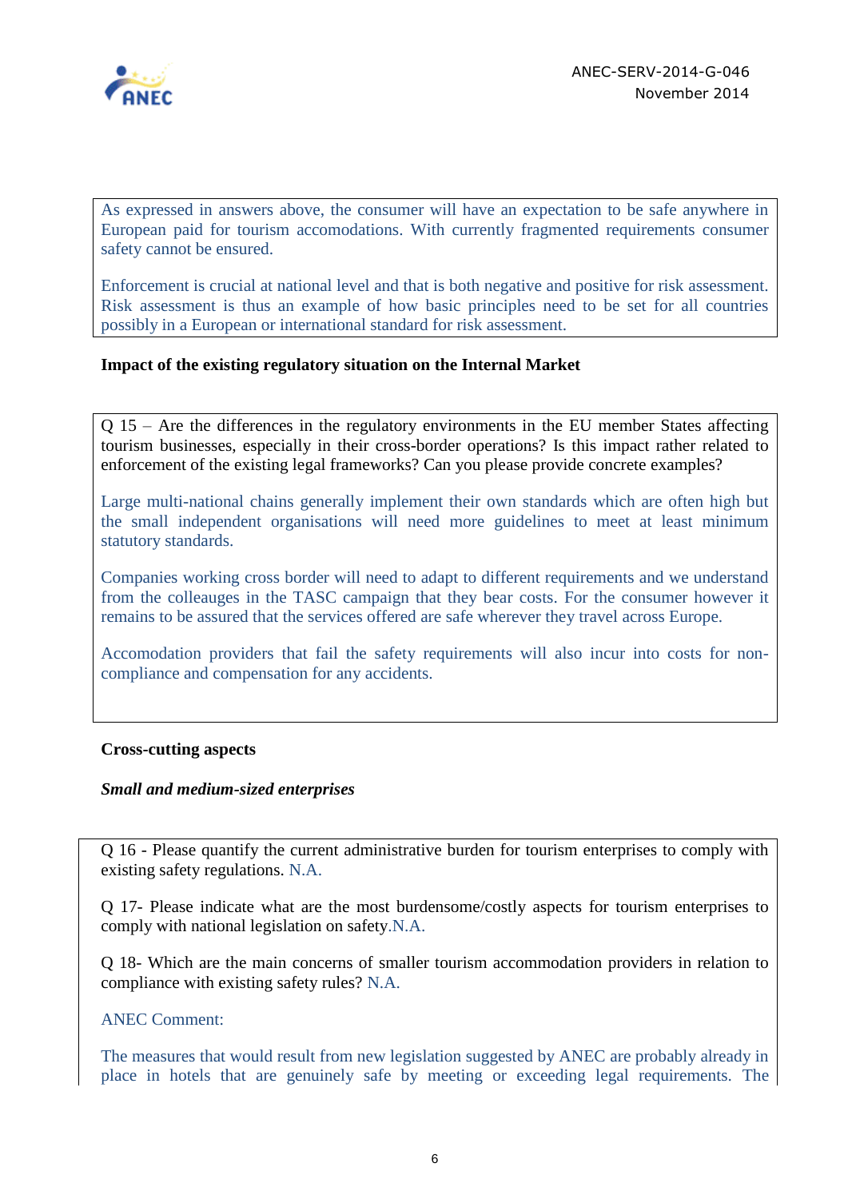As expressed in answers above, the consumer will have an expectation to be safe anywhere in European paid for tourism accomodations. With currently fragmented requirements consumer safety cannot be ensured.

Enforcement is crucial at national level and that is both negative and positive for risk assessment. Risk assessment is thus an example of how basic principles need to be set for all countries possibly in a European or international standard for risk assessment.

**Impact of the existing regulatory situation on the Internal Market**

Q 15 – Are the differences in the regulatory environments in the EU member States affecting tourism businesses, especially in their cross-border operations? Is this impact rather related to enforcement of the existing legal frameworks? Can you please provide concrete examples?

Large multi-national chains generally implement their own standards which are often high but the small independent organisations will need more guidelines to meet at least minimum statutory standards.

Companies working cross border will need to adapt to different requirements and we understand from the colleauges in the TASC campaign that they bear costs. For the consumer however it remains to be assured that the services offered are safe wherever they travel across Europe.

Accomodation providers that fail the safety requirements will also incur into costs for non-compliance and compensation for any accidents.

**Cross-cutting aspects**

***Small and medium-sized enterprises***

Q 16 - Please quantify the current administrative burden for tourism enterprises to comply with existing safety regulations. N.A.

Q 17- Please indicate what are the most burdensome/costly aspects for tourism enterprises to comply with national legislation on safety.N.A.

Q 18- Which are the main concerns of smaller tourism accommodation providers in relation to compliance with existing safety rules? N.A.

ANEC Comment:

The measures that would result from new legislation suggested by ANEC are probably already in place in hotels that are genuinely safe by meeting or exceeding legal requirements. The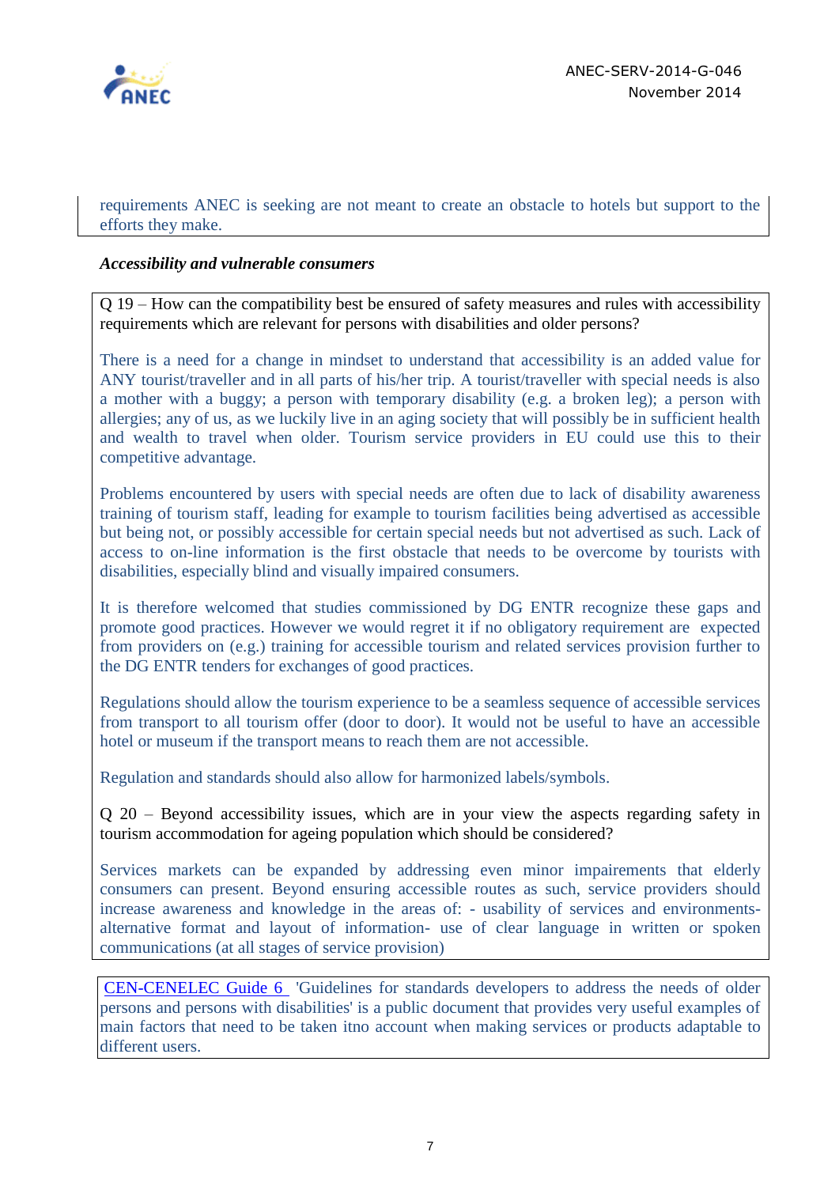requirements ANEC is seeking are not meant to create an obstacle to hotels but support to the efforts they make.

***Accessibility and vulnerable consumers***

Q 19 – How can the compatibility best be ensured of safety measures and rules with accessibility requirements which are relevant for persons with disabilities and older persons?

There is a need for a change in mindset to understand that accessibility is an added value for ANY tourist/traveller and in all parts of his/her trip. A tourist/traveller with special needs is also a mother with a buggy; a person with temporary disability (e.g. a broken leg); a person with allergies; any of us, as we luckily live in an aging society that will possibly be in sufficient health and wealth to travel when older. Tourism service providers in EU could use this to their competitive advantage.

Problems encountered by users with special needs are often due to lack of disability awareness training of tourism staff, leading for example to tourism facilities being advertised as accessible but being not, or possibly accessible for certain special needs but not advertised as such. Lack of access to on-line information is the first obstacle that needs to be overcome by tourists with disabilities, especially blind and visually impaired consumers.

It is therefore welcomed that studies commissioned by DG ENTR recognize these gaps and promote good practices. However we would regret it if no obligatory requirement are expected from providers on (e.g.) training for accessible tourism and related services provision further to the DG ENTR tenders for exchanges of good practices.

Regulations should allow the tourism experience to be a seamless sequence of accessible services from transport to all tourism offer (door to door). It would not be useful to have an accessible hotel or museum if the transport means to reach them are not accessible.

Regulation and standards should also allow for harmonized labels/symbols.

Q 20 – Beyond accessibility issues, which are in your view the aspects regarding safety in tourism accommodation for ageing population which should be considered?

Services markets can be expanded by addressing even minor impairements that elderly consumers can present. Beyond ensuring accessible routes as such, service providers should increase awareness and knowledge in the areas of: - usability of services and environments- alternative format and layout of information- use of clear language in written or spoken communications (at all stages of service provision)

CEN-CENELEC Guide 6 'Guidelines for standards developers to address the needs of older persons and persons with disabilities' is a public document that provides very useful examples of main factors that need to be taken itno account when making services or products adaptable to different users.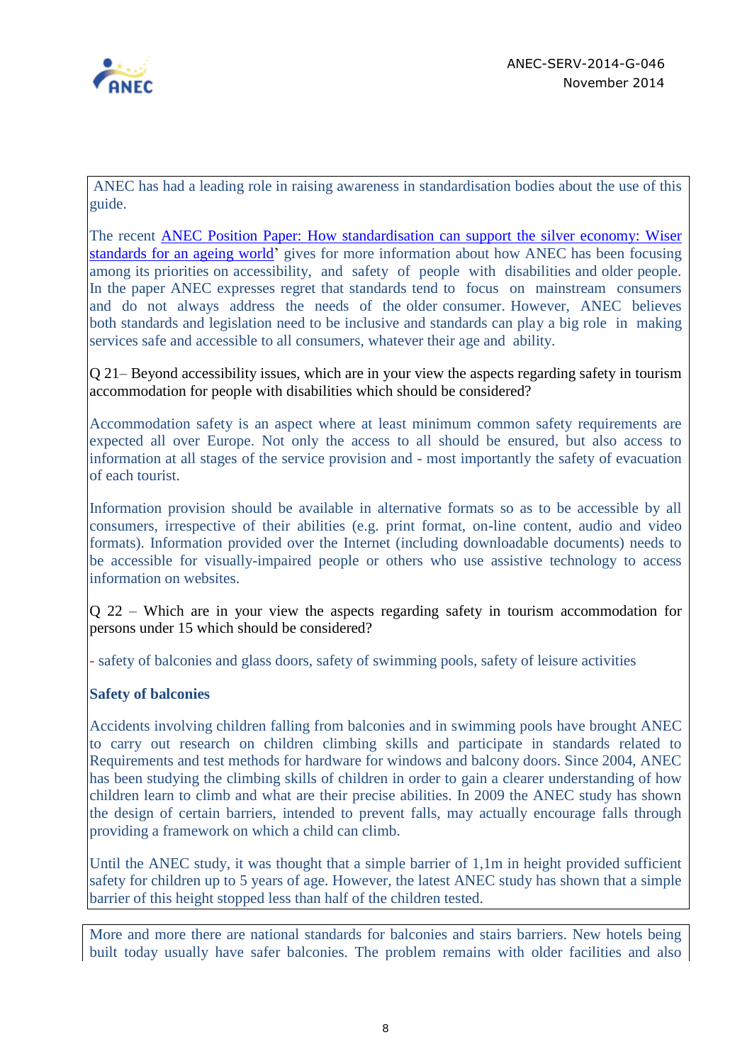ANEC has had a leading role in raising awareness in standardisation bodies about the use of this guide.

The recent ANEC Position Paper: How standardisation can support the silver economy: Wiser standards for an ageing world' gives for more information about how ANEC has been focusing among its priorities on accessibility, and safety of people with disabilities and older people. In the paper ANEC expresses regret that standards tend to focus on mainstream consumers and do not always address the needs of the older consumer. However, ANEC believes both standards and legislation need to be inclusive and standards can play a big role in making services safe and accessible to all consumers, whatever their age and ability.

Q 21– Beyond accessibility issues, which are in your view the aspects regarding safety in tourism accommodation for people with disabilities which should be considered?

Accommodation safety is an aspect where at least minimum common safety requirements are expected all over Europe. Not only the access to all should be ensured, but also access to information at all stages of the service provision and - most importantly the safety of evacuation of each tourist.

Information provision should be available in alternative formats so as to be accessible by all consumers, irrespective of their abilities (e.g. print format, on-line content, audio and video formats). Information provided over the Internet (including downloadable documents) needs to be accessible for visually-impaired people or others who use assistive technology to access information on websites.

Q 22 – Which are in your view the aspects regarding safety in tourism accommodation for persons under 15 which should be considered?

- safety of balconies and glass doors, safety of swimming pools, safety of leisure activities

**Safety of balconies**

Accidents involving children falling from balconies and in swimming pools have brought ANEC to carry out research on children climbing skills and participate in standards related to Requirements and test methods for hardware for windows and balcony doors. Since 2004, ANEC has been studying the climbing skills of children in order to gain a clearer understanding of how children learn to climb and what are their precise abilities. In 2009 the ANEC study has shown the design of certain barriers, intended to prevent falls, may actually encourage falls through providing a framework on which a child can climb.

Until the ANEC study, it was thought that a simple barrier of 1,1m in height provided sufficient safety for children up to 5 years of age. However, the latest ANEC study has shown that a simple barrier of this height stopped less than half of the children tested.

More and more there are national standards for balconies and stairs barriers. New hotels being built today usually have safer balconies. The problem remains with older facilities and also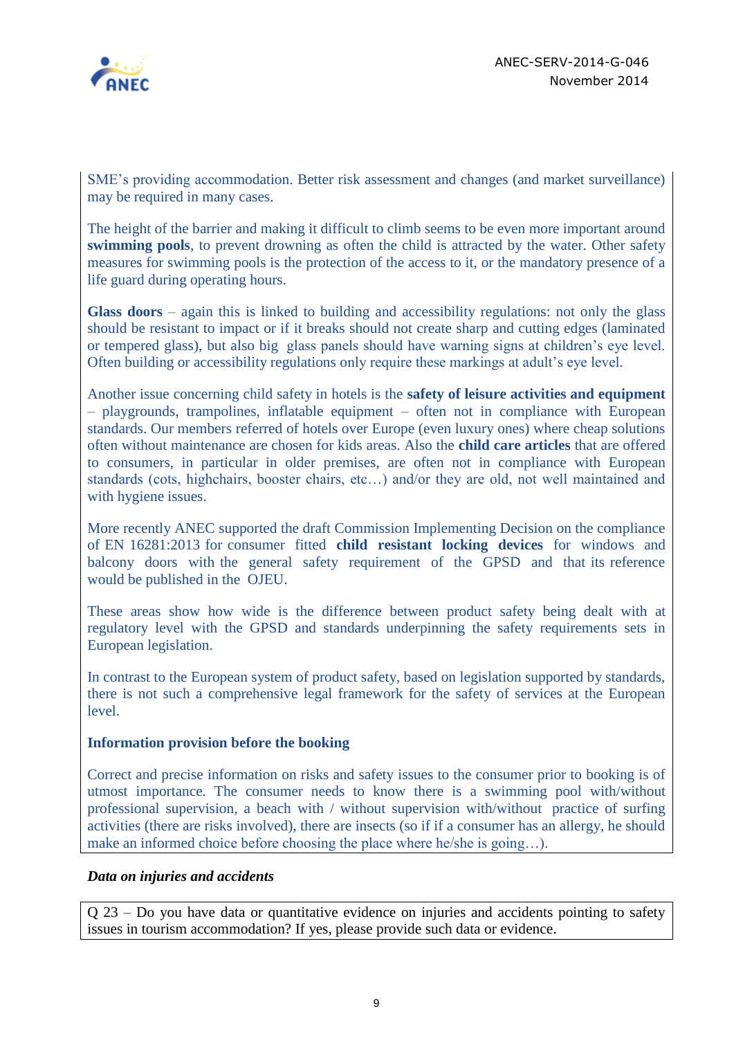SME's providing accommodation. Better risk assessment and changes (and market surveillance) may be required in many cases.

The height of the barrier and making it difficult to climb seems to be even more important around **swimming pools**, to prevent drowning as often the child is attracted by the water. Other safety measures for swimming pools is the protection of the access to it, or the mandatory presence of a life guard during operating hours.

**Glass doors** – again this is linked to building and accessibility regulations: not only the glass should be resistant to impact or if it breaks should not create sharp and cutting edges (laminated or tempered glass), but also big glass panels should have warning signs at children's eye level. Often building or accessibility regulations only require these markings at adult's eye level.

Another issue concerning child safety in hotels is the **safety of leisure activities and equipment** – playgrounds, trampolines, inflatable equipment – often not in compliance with European standards. Our members referred of hotels over Europe (even luxury ones) where cheap solutions often without maintenance are chosen for kids areas. Also the **child care articles** that are offered to consumers, in particular in older premises, are often not in compliance with European standards (cots, highchairs, booster chairs, etc…) and/or they are old, not well maintained and with hygiene issues.

More recently ANEC supported the draft Commission Implementing Decision on the compliance of EN 16281:2013 for consumer fitted **child resistant locking devices** for windows and balcony doors with the general safety requirement of the GPSD and that its reference would be published in the OJEU.

These areas show how wide is the difference between product safety being dealt with at regulatory level with the GPSD and standards underpinning the safety requirements sets in European legislation.

In contrast to the European system of product safety, based on legislation supported by standards, there is not such a comprehensive legal framework for the safety of services at the European level.

**Information provision before the booking**

Correct and precise information on risks and safety issues to the consumer prior to booking is of utmost importance. The consumer needs to know there is a swimming pool with/without professional supervision, a beach with / without supervision with/without practice of surfing activities (there are risks involved), there are insects (so if if a consumer has an allergy, he should make an informed choice before choosing the place where he/she is going…).

***Data on injuries and accidents***

Q 23 – Do you have data or quantitative evidence on injuries and accidents pointing to safety issues in tourism accommodation? If yes, please provide such data or evidence.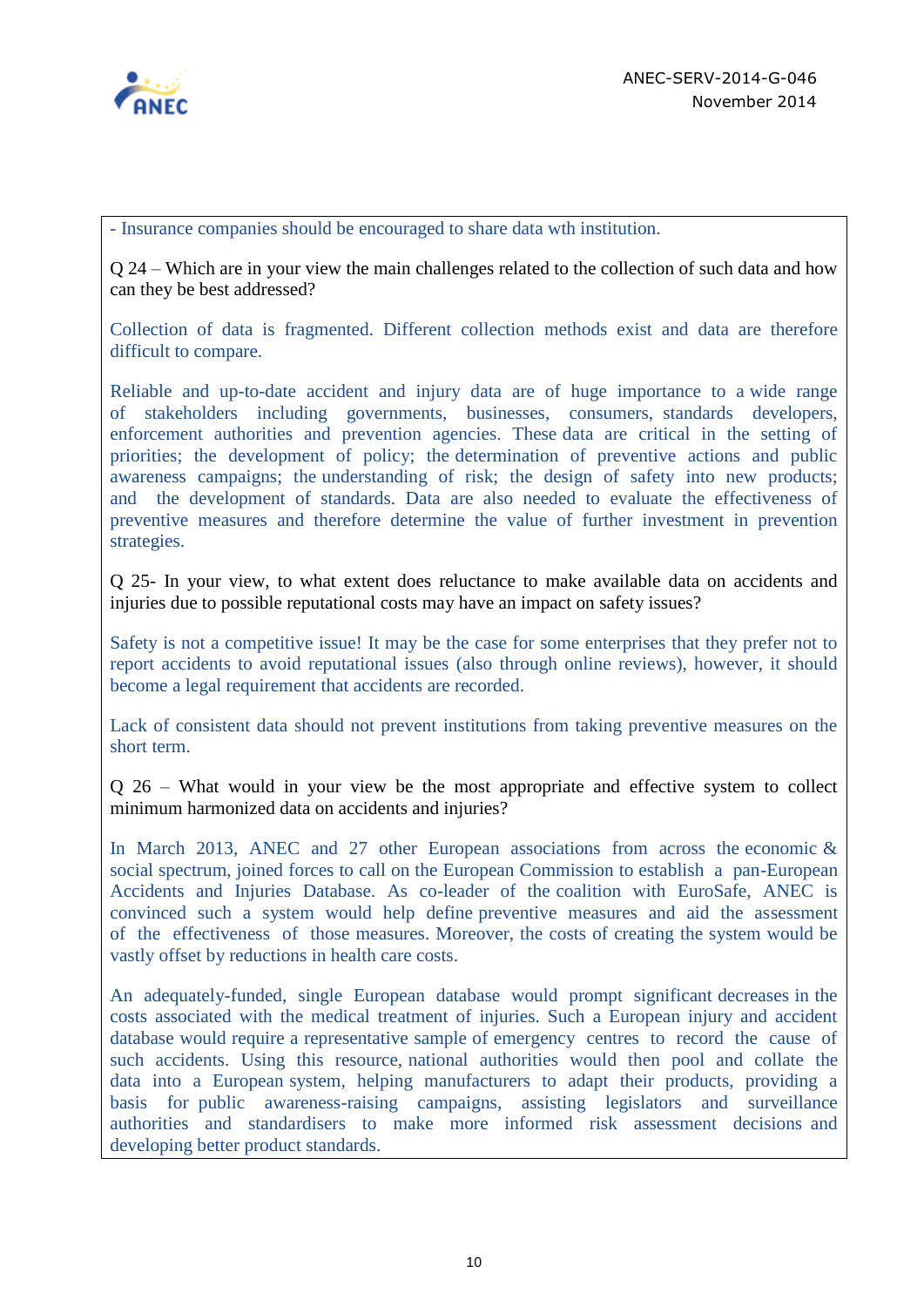- Insurance companies should be encouraged to share data wth institution.

Q 24 – Which are in your view the main challenges related to the collection of such data and how can they be best addressed?

Collection of data is fragmented. Different collection methods exist and data are therefore difficult to compare.

Reliable and up-to-date accident and injury data are of huge importance to a wide range of stakeholders including governments, businesses, consumers, standards developers, enforcement authorities and prevention agencies. These data are critical in the setting of priorities; the development of policy; the determination of preventive actions and public awareness campaigns; the understanding of risk; the design of safety into new products; and the development of standards. Data are also needed to evaluate the effectiveness of preventive measures and therefore determine the value of further investment in prevention strategies.

Q 25- In your view, to what extent does reluctance to make available data on accidents and injuries due to possible reputational costs may have an impact on safety issues?

Safety is not a competitive issue! It may be the case for some enterprises that they prefer not to report accidents to avoid reputational issues (also through online reviews), however, it should become a legal requirement that accidents are recorded.

Lack of consistent data should not prevent institutions from taking preventive measures on the short term.

Q 26 – What would in your view be the most appropriate and effective system to collect minimum harmonized data on accidents and injuries?

In March 2013, ANEC and 27 other European associations from across the economic & social spectrum, joined forces to call on the European Commission to establish a pan-European Accidents and Injuries Database. As co-leader of the coalition with EuroSafe, ANEC is convinced such a system would help define preventive measures and aid the assessment of the effectiveness of those measures. Moreover, the costs of creating the system would be vastly offset by reductions in health care costs.

An adequately-funded, single European database would prompt significant decreases in the costs associated with the medical treatment of injuries. Such a European injury and accident database would require a representative sample of emergency centres to record the cause of such accidents. Using this resource, national authorities would then pool and collate the data into a European system, helping manufacturers to adapt their products, providing a basis for public awareness-raising campaigns, assisting legislators and surveillance authorities and standardisers to make more informed risk assessment decisions and developing better product standards.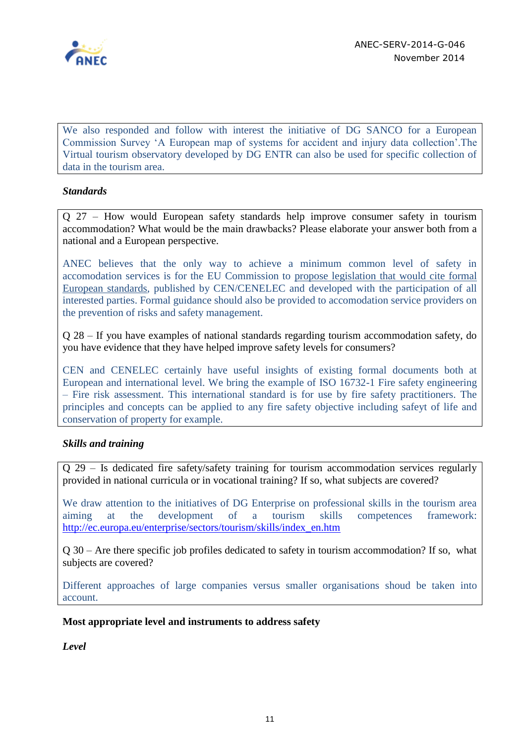We also responded and follow with interest the initiative of DG SANCO for a European Commission Survey 'A European map of systems for accident and injury data collection'.The Virtual tourism observatory developed by DG ENTR can also be used for specific collection of data in the tourism area.

***Standards***

Q 27 – How would European safety standards help improve consumer safety in tourism accommodation? What would be the main drawbacks? Please elaborate your answer both from a national and a European perspective.

ANEC believes that the only way to achieve a minimum common level of safety in accomodation services is for the EU Commission to propose legislation that would cite formal European standards, published by CEN/CENELEC and developed with the participation of all interested parties. Formal guidance should also be provided to accomodation service providers on the prevention of risks and safety management.

Q 28 – If you have examples of national standards regarding tourism accommodation safety, do you have evidence that they have helped improve safety levels for consumers?

CEN and CENELEC certainly have useful insights of existing formal documents both at European and international level. We bring the example of ISO 16732-1 Fire safety engineering – Fire risk assessment. This international standard is for use by fire safety practitioners. The principles and concepts can be applied to any fire safety objective including safeyt of life and conservation of property for example.

***Skills and training***

Q 29 – Is dedicated fire safety/safety training for tourism accommodation services regularly provided in national curricula or in vocational training? If so, what subjects are covered?

We draw attention to the initiatives of DG Enterprise on professional skills in the tourism area aiming at the development of a tourism skills competences framework: http://ec.europa.eu/enterprise/sectors/tourism/skills/index_en.htm

Q 30 – Are there specific job profiles dedicated to safety in tourism accommodation? If so, what subjects are covered?

Different approaches of large companies versus smaller organisations shoud be taken into account.

**Most appropriate level and instruments to address safety**

***Level***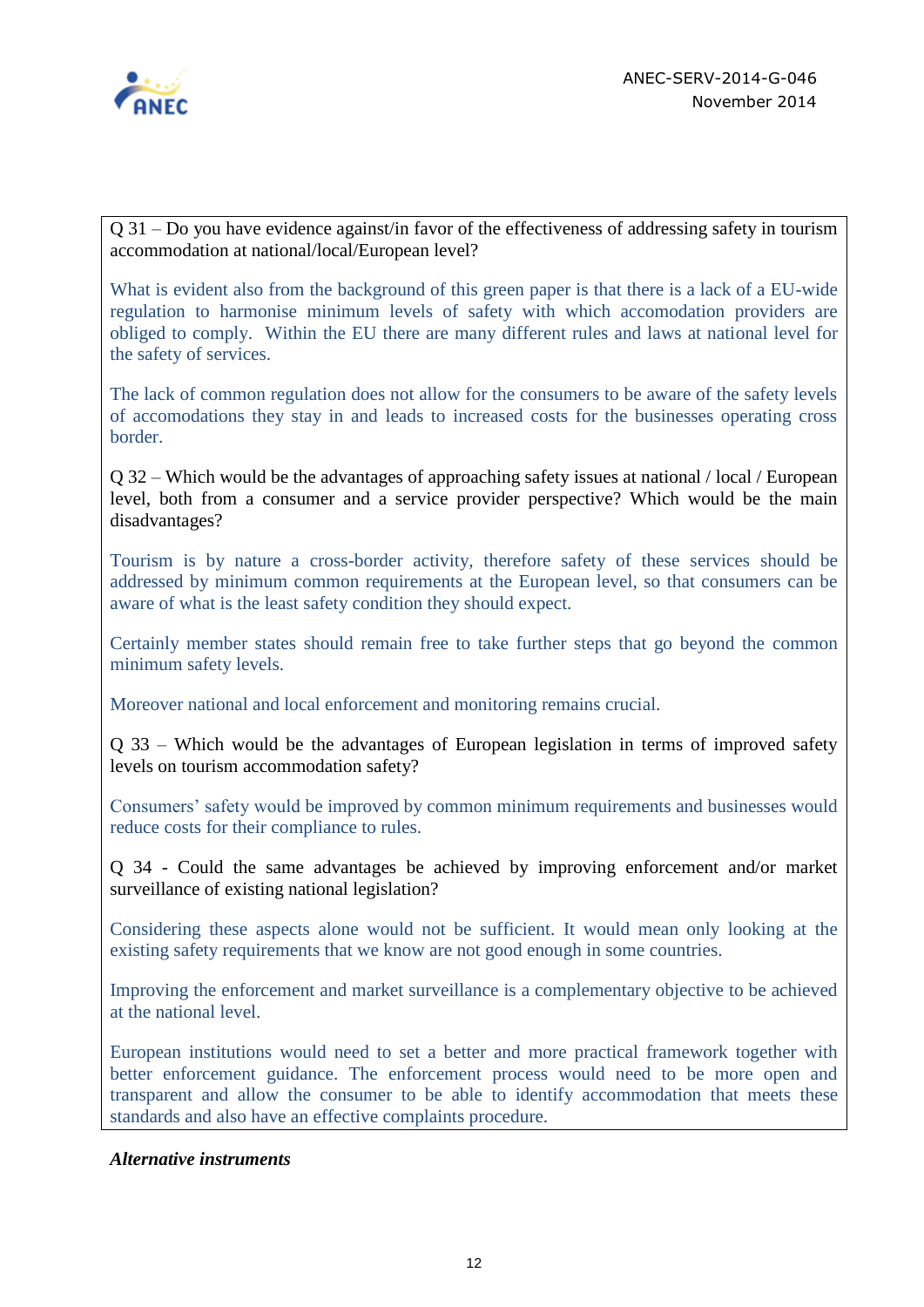Q 31 – Do you have evidence against/in favor of the effectiveness of addressing safety in tourism accommodation at national/local/European level?

What is evident also from the background of this green paper is that there is a lack of a EU-wide regulation to harmonise minimum levels of safety with which accomodation providers are obliged to comply. Within the EU there are many different rules and laws at national level for the safety of services.

The lack of common regulation does not allow for the consumers to be aware of the safety levels of accomodations they stay in and leads to increased costs for the businesses operating cross border.

Q 32 – Which would be the advantages of approaching safety issues at national / local / European level, both from a consumer and a service provider perspective? Which would be the main disadvantages?

Tourism is by nature a cross-border activity, therefore safety of these services should be addressed by minimum common requirements at the European level, so that consumers can be aware of what is the least safety condition they should expect.

Certainly member states should remain free to take further steps that go beyond the common minimum safety levels.

Moreover national and local enforcement and monitoring remains crucial.

Q 33 – Which would be the advantages of European legislation in terms of improved safety levels on tourism accommodation safety?

Consumers' safety would be improved by common minimum requirements and businesses would reduce costs for their compliance to rules.

Q 34 - Could the same advantages be achieved by improving enforcement and/or market surveillance of existing national legislation?

Considering these aspects alone would not be sufficient. It would mean only looking at the existing safety requirements that we know are not good enough in some countries.

Improving the enforcement and market surveillance is a complementary objective to be achieved at the national level.

European institutions would need to set a better and more practical framework together with better enforcement guidance. The enforcement process would need to be more open and transparent and allow the consumer to be able to identify accommodation that meets these standards and also have an effective complaints procedure.

***Alternative instruments***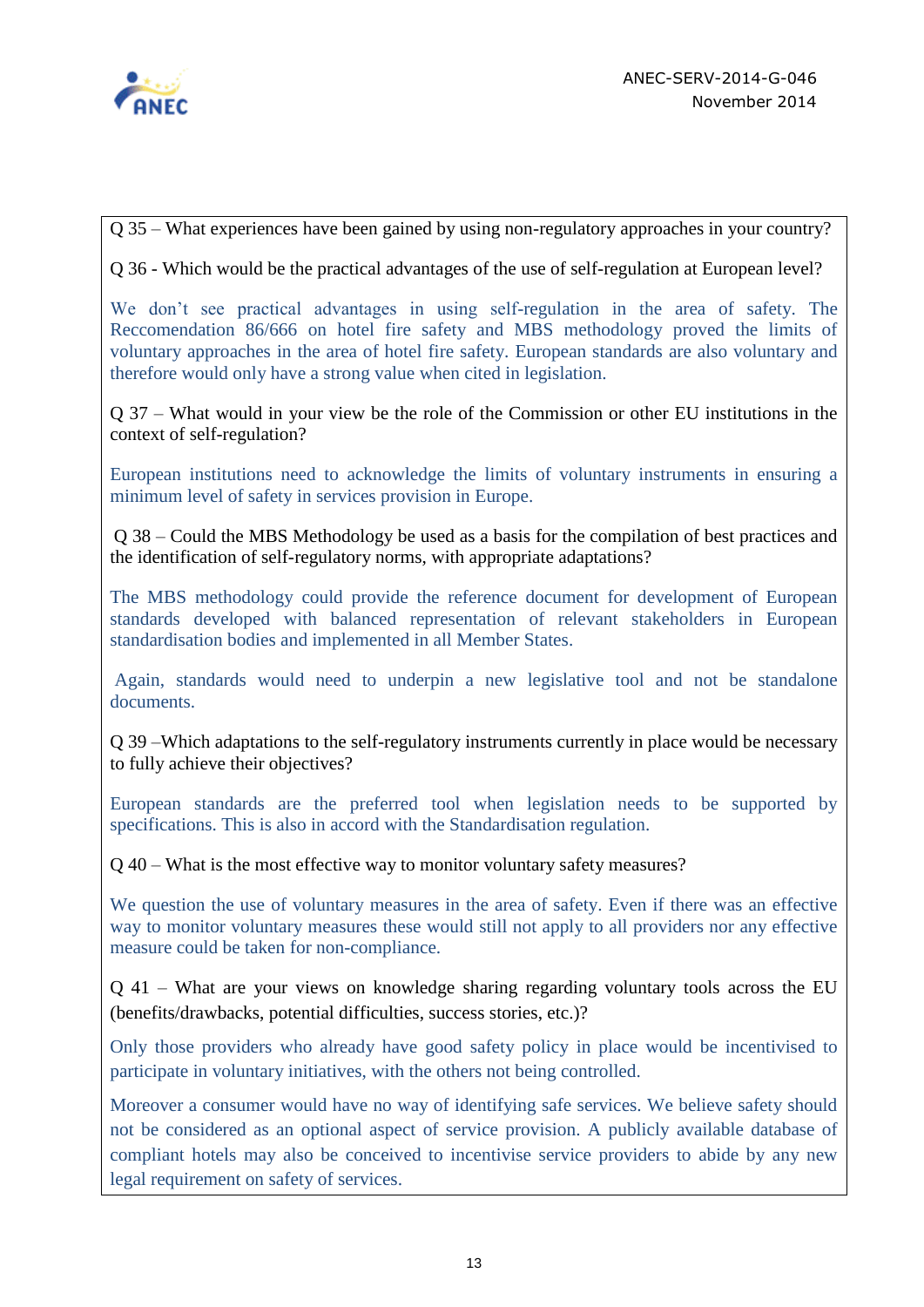Q 35 – What experiences have been gained by using non-regulatory approaches in your country?

Q 36 - Which would be the practical advantages of the use of self-regulation at European level?

We don't see practical advantages in using self-regulation in the area of safety. The Reccomendation 86/666 on hotel fire safety and MBS methodology proved the limits of voluntary approaches in the area of hotel fire safety. European standards are also voluntary and therefore would only have a strong value when cited in legislation.

Q 37 – What would in your view be the role of the Commission or other EU institutions in the context of self-regulation?

European institutions need to acknowledge the limits of voluntary instruments in ensuring a minimum level of safety in services provision in Europe.

Q 38 – Could the MBS Methodology be used as a basis for the compilation of best practices and the identification of self-regulatory norms, with appropriate adaptations?

The MBS methodology could provide the reference document for development of European standards developed with balanced representation of relevant stakeholders in European standardisation bodies and implemented in all Member States.

Again, standards would need to underpin a new legislative tool and not be standalone documents.

Q 39 –Which adaptations to the self-regulatory instruments currently in place would be necessary to fully achieve their objectives?

European standards are the preferred tool when legislation needs to be supported by specifications. This is also in accord with the Standardisation regulation.

Q 40 – What is the most effective way to monitor voluntary safety measures?

We question the use of voluntary measures in the area of safety. Even if there was an effective way to monitor voluntary measures these would still not apply to all providers nor any effective measure could be taken for non-compliance.

Q 41 – What are your views on knowledge sharing regarding voluntary tools across the EU (benefits/drawbacks, potential difficulties, success stories, etc.)?

Only those providers who already have good safety policy in place would be incentivised to participate in voluntary initiatives, with the others not being controlled.

Moreover a consumer would have no way of identifying safe services. We believe safety should not be considered as an optional aspect of service provision. A publicly available database of compliant hotels may also be conceived to incentivise service providers to abide by any new legal requirement on safety of services.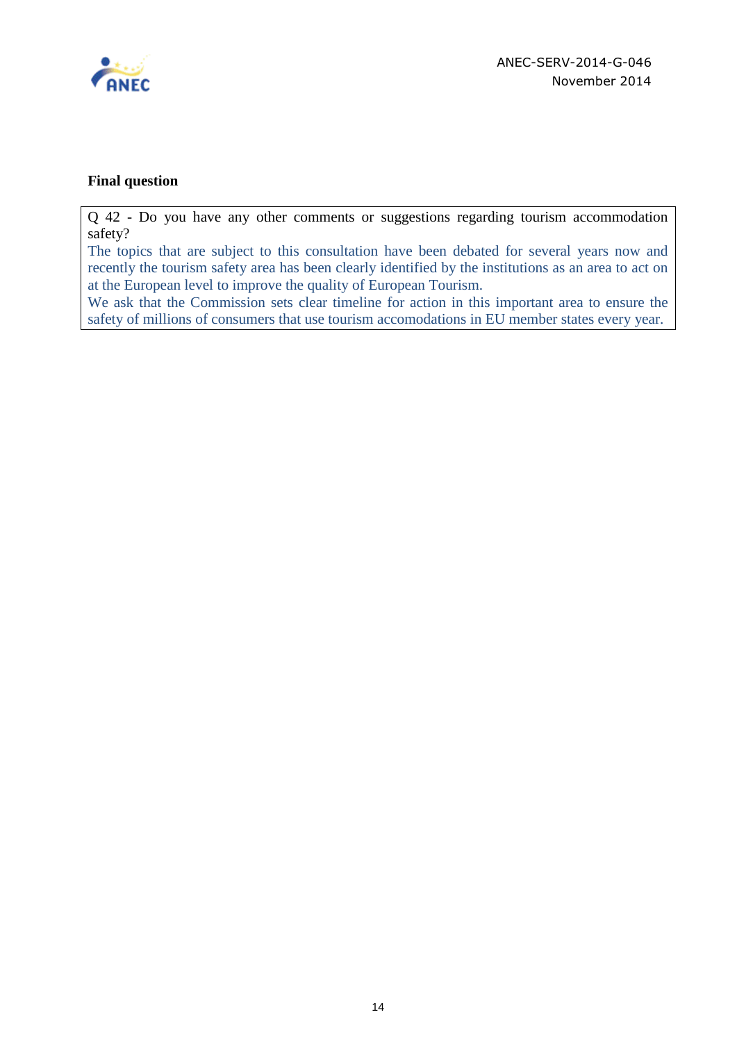**Final question**

Q 42 - Do you have any other comments or suggestions regarding tourism accommodation safety?

The topics that are subject to this consultation have been debated for several years now and recently the tourism safety area has been clearly identified by the institutions as an area to act on at the European level to improve the quality of European Tourism.

We ask that the Commission sets clear timeline for action in this important area to ensure the safety of millions of consumers that use tourism accomodations in EU member states every year.